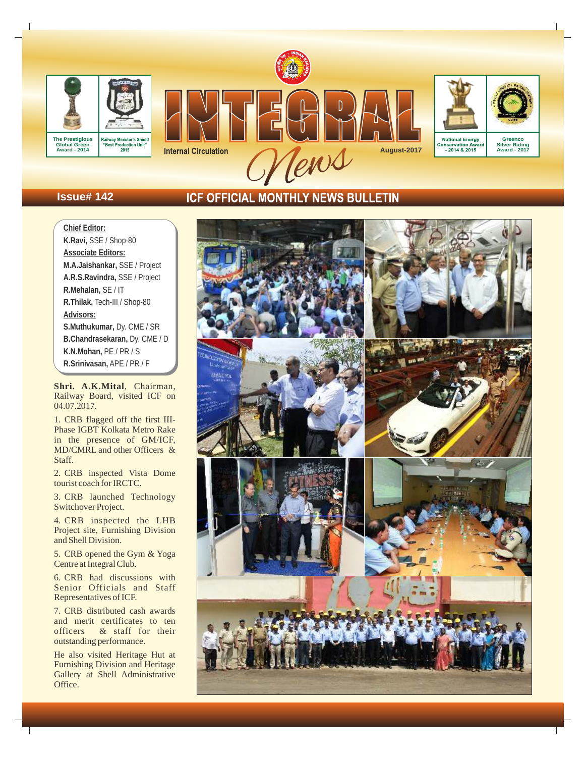The Prestigious Global Green Award - 2014

Railway Minister's Shield "Best Production Unit" 2015

# INTEGRAL News

Internal Circulation

August-2017

National Energy Conservation Award - 2014 & 2015

Greenco Silver Rating Award - 2017

Issue# 142

## ICF OFFICIAL MONTHLY NEWS BULLETIN

**Chief Editor:**
**K.Ravi,** SSE / Shop-80
**Associate Editors:**
**M.A.Jaishankar,** SSE / Project
**A.R.S.Ravindra,** SSE / Project
**R.Mehalan,** SE / IT
**R.Thilak,** Tech-III / Shop-80
**Advisors:**
**S.Muthukumar,** Dy. CME / SR
**B.Chandrasekaran,** Dy. CME / D
**K.N.Mohan,** PE / PR / S
**R.Srinivasan,** APE / PR / F

**Shri. A.K.Mital**, Chairman, Railway Board, visited ICF on 04.07.2017.

1. CRB flagged off the first III-Phase IGBT Kolkata Metro Rake in the presence of GM/ICF, MD/CMRL and other Officers & Staff.

2. CRB inspected Vista Dome tourist coach for IRCTC.

3. CRB launched Technology Switchover Project.

4. CRB inspected the LHB Project site, Furnishing Division and Shell Division.

5. CRB opened the Gym & Yoga Centre at Integral Club.

6. CRB had discussions with Senior Officials and Staff Representatives of ICF.

7. CRB distributed cash awards and merit certificates to ten officers & staff for their outstanding performance.

He also visited Heritage Hut at Furnishing Division and Heritage Gallery at Shell Administrative Office.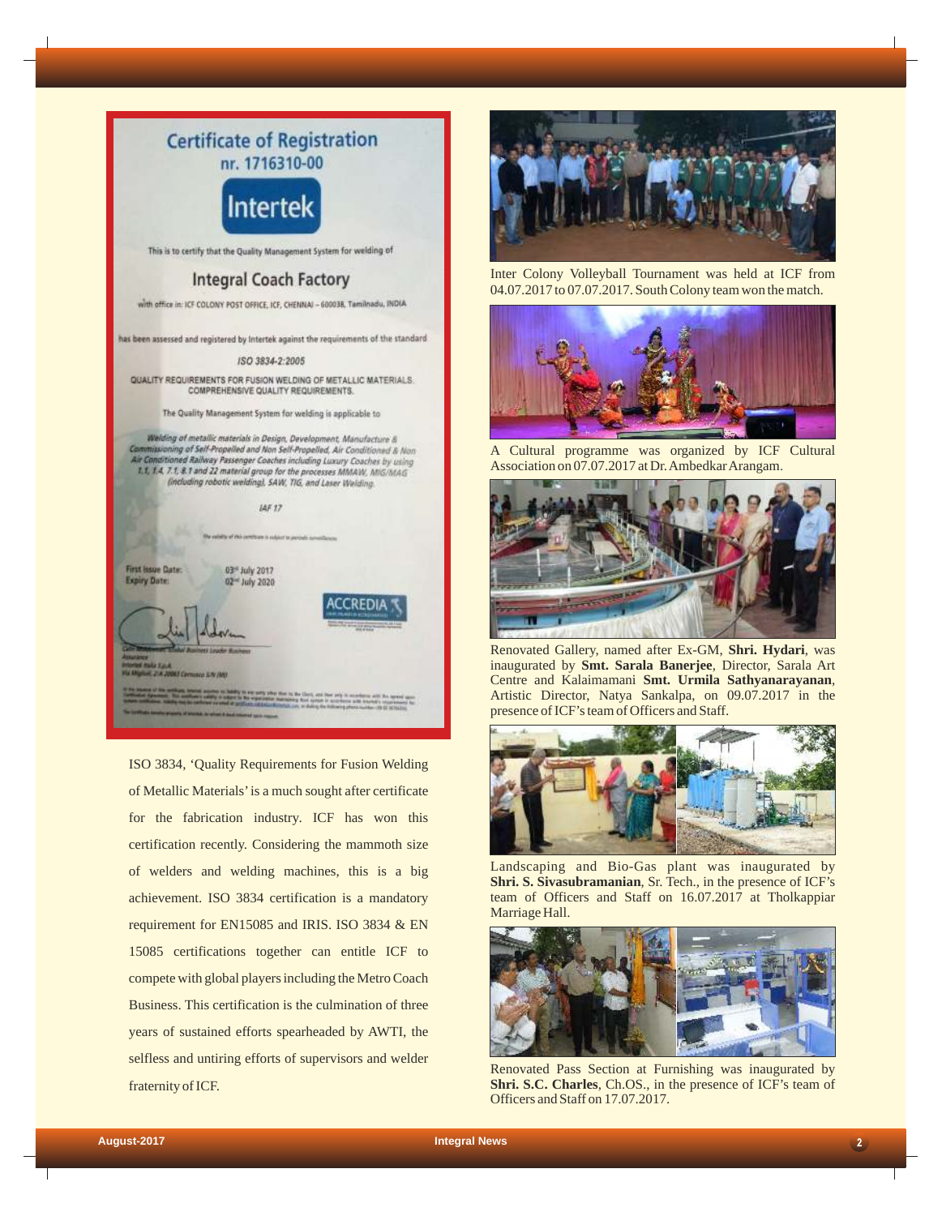## Certificate of Registration

nr. 1716310-00

Intertek

This is to certify that the Quality Management System for welding of

### Integral Coach Factory

with office in: ICF COLONY POST OFFICE, ICF, CHENNAI – 600038, Tamilnadu, INDIA

has been assessed and registered by Intertek against the requirements of the standard

*ISO 3834-2:2005*

QUALITY REQUIREMENTS FOR FUSION WELDING OF METALLIC MATERIALS. COMPREHENSIVE QUALITY REQUIREMENTS.

The Quality Management System for welding is applicable to

*Welding of metallic materials in Design, Development, Manufacture & Commissioning of Self-Propelled and Non Self-Propelled, Air Conditioned & Non Air Conditioned Railway Passenger Coaches including Luxury Coaches by using 1.1, 1.4, 7.1, 8.1 and 22 material group for the processes MMAW, MIG/MAG (including robotic welding), SAW, TIG, and Laser Welding.*

*IAF 17*

First Issue Date: 03rd July 2017
Expiry Date: 02nd July 2020

ACCREDIA

ISO 3834, 'Quality Requirements for Fusion Welding of Metallic Materials' is a much sought after certificate for the fabrication industry. ICF has won this certification recently. Considering the mammoth size of welders and welding machines, this is a big achievement. ISO 3834 certification is a mandatory requirement for EN15085 and IRIS. ISO 3834 & EN 15085 certifications together can entitle ICF to compete with global players including the Metro Coach Business. This certification is the culmination of three years of sustained efforts spearheaded by AWTI, the selfless and untiring efforts of supervisors and welder fraternity of ICF.

Inter Colony Volleyball Tournament was held at ICF from 04.07.2017 to 07.07.2017. South Colony team won the match.

A Cultural programme was organized by ICF Cultural Association on 07.07.2017 at Dr. Ambedkar Arangam.

Renovated Gallery, named after Ex-GM, **Shri. Hydari**, was inaugurated by **Smt. Sarala Banerjee**, Director, Sarala Art Centre and Kalaimamani **Smt. Urmila Sathyanarayanan**, Artistic Director, Natya Sankalpa, on 09.07.2017 in the presence of ICF's team of Officers and Staff.

Landscaping and Bio-Gas plant was inaugurated by **Shri. S. Sivasubramanian**, Sr. Tech., in the presence of ICF's team of Officers and Staff on 16.07.2017 at Tholkappiar Marriage Hall.

Renovated Pass Section at Furnishing was inaugurated by **Shri. S.C. Charles**, Ch.OS., in the presence of ICF's team of Officers and Staff on 17.07.2017.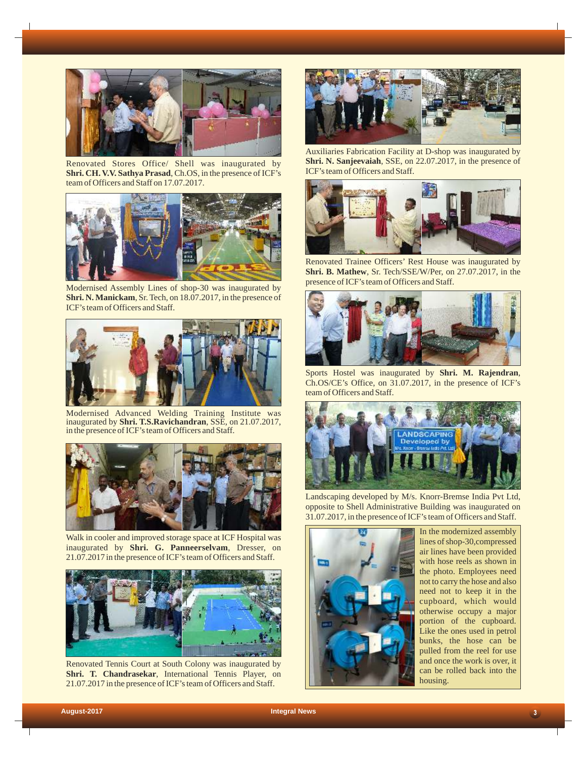Renovated Stores Office/ Shell was inaugurated by **Shri. CH. V.V. Sathya Prasad**, Ch.OS, in the presence of ICF's team of Officers and Staff on 17.07.2017.

Modernised Assembly Lines of shop-30 was inaugurated by **Shri. N. Manickam**, Sr. Tech, on 18.07.2017, in the presence of ICF's team of Officers and Staff.

Modernised Advanced Welding Training Institute was inaugurated by **Shri. T.S.Ravichandran**, SSE, on 21.07.2017, in the presence of ICF's team of Officers and Staff.

Walk in cooler and improved storage space at ICF Hospital was inaugurated by **Shri. G. Panneerselvam**, Dresser, on 21.07.2017 in the presence of ICF's team of Officers and Staff.

Renovated Tennis Court at South Colony was inaugurated by **Shri. T. Chandrasekar**, International Tennis Player, on 21.07.2017 in the presence of ICF's team of Officers and Staff.

Auxiliaries Fabrication Facility at D-shop was inaugurated by **Shri. N. Sanjeevaiah**, SSE, on 22.07.2017, in the presence of ICF's team of Officers and Staff.

Renovated Trainee Officers' Rest House was inaugurated by **Shri. B. Mathew**, Sr. Tech/SSE/W/Per, on 27.07.2017, in the presence of ICF's team of Officers and Staff.

Sports Hostel was inaugurated by **Shri. M. Rajendran**, Ch.OS/CE's Office, on 31.07.2017, in the presence of ICF's team of Officers and Staff.

Landscaping developed by M/s. Knorr-Bremse India Pvt Ltd, opposite to Shell Administrative Building was inaugurated on 31.07.2017, in the presence of ICF's team of Officers and Staff.

In the modernized assembly lines of shop-30,compressed air lines have been provided with hose reels as shown in the photo. Employees need not to carry the hose and also need not to keep it in the cupboard, which would otherwise occupy a major portion of the cupboard. Like the ones used in petrol bunks, the hose can be pulled from the reel for use and once the work is over, it can be rolled back into the housing.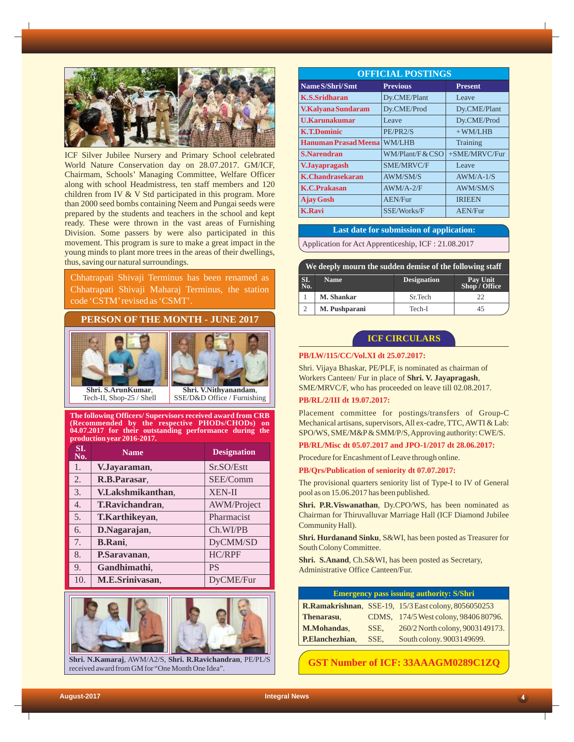ICF Silver Jubilee Nursery and Primary School celebrated World Nature Conservation day on 28.07.2017. GM/ICF, Chairmam, Schools' Managing Committee, Welfare Officer along with school Headmistress, ten staff members and 120 children from IV & V Std participated in this program. More than 2000 seed bombs containing Neem and Pungai seeds were prepared by the students and teachers in the school and kept ready. These were thrown in the vast areas of Furnishing Division. Some passers by were also participated in this movement. This program is sure to make a great impact in the young minds to plant more trees in the areas of their dwellings, thus, saving our natural surroundings.

Chhatrapati Shivaji Terminus has been renamed as Chhatrapati Shivaji Maharaj Terminus, the station code 'CSTM' revised as 'CSMT'.

## PERSON OF THE MONTH - JUNE 2017

**Shri. S.ArunKumar**, Tech-II, Shop-25 / Shell

**Shri. V.Nithyanandam**, SSE/D&D Office / Furnishing

**The following Officers/ Supervisors received award from CRB (Recommended by the respective PHODs/CHODs) on 04.07.2017 for their outstanding performance during the production year 2016-2017.**

| Sl. No. | Name | Designation |
|---|---|---|
| 1. | **V.Jayaraman**, | Sr.SO/Estt |
| 2. | **R.B.Parasar**, | SEE/Comm |
| 3. | **V.Lakshmikanthan**, | XEN-II |
| 4. | **T.Ravichandran**, | AWM/Project |
| 5. | **T.Karthikeyan**, | Pharmacist |
| 6. | **D.Nagarajan**, | Ch.WI/PB |
| 7. | **B.Rani**, | DyCMM/SD |
| 8. | **P.Saravanan**, | HC/RPF |
| 9. | **Gandhimathi**, | PS |
| 10. | **M.E.Srinivasan**, | DyCME/Fur |

**Shri. N.Kamaraj**, AWM/A2/S, **Shri. R.Ravichandran**, PE/PL/S received award from GM for "One Month One Idea".

## OFFICIAL POSTINGS

| Name S/Shri/Smt | Previous | Present |
|---|---|---|
| K.S.Sridharan | Dy.CME/Plant | Leave |
| V.Kalyana Sundaram | Dy.CME/Prod | Dy.CME/Plant |
| U.Karunakumar | Leave | Dy.CME/Prod |
| K.T.Dominic | PE/PR2/S | +WM/LHB |
| Hanuman Prasad Meena | WM/LHB | Training |
| S.Narendran | WM/Plant/F & CSO | +SME/MRVC/Fur |
| V.Jayapragash | SME/MRVC/F | Leave |
| K.Chandrasekaran | AWM/SM/S | AWM/A-1/S |
| K.C.Prakasan | AWM/A-2/F | AWM/SM/S |
| Ajay Gosh | AEN/Fur | IRIEEN |
| K.Ravi | SSE/Works/F | AEN/Fur |

**Last date for submission of application:**

Application for Act Apprenticeship, ICF : 21.08.2017

**We deeply mourn the sudden demise of the following staff**

| Sl. No. | Name | Designation | Pay Unit Shop / Office |
|---|---|---|---|
| 1 | M. Shankar | Sr.Tech | 22 |
| 2 | M. Pushparani | Tech-I | 45 |

## ICF CIRCULARS

**PB/LW/115/CC/Vol.XI dt 25.07.2017:**

Shri. Vijaya Bhaskar, PE/PLF, is nominated as chairman of Workers Canteen/ Fur in place of **Shri. V. Jayapragash**, SME/MRVC/F, who has proceeded on leave till 02.08.2017.

**PB/RL/2/III dt 19.07.2017:**

Placement committee for postings/transfers of Group-C Mechanical artisans, supervisors, All ex-cadre, TTC, AWTI & Lab: SPO/WS, SME/M&P & SMM/P/S, Approving authority: CWE/S.

**PB/RL/Misc dt 05.07.2017 and JPO-1/2017 dt 28.06.2017:**

Procedure for Encashment of Leave through online.

**PB/Qrs/Publication of seniority dt 07.07.2017:**

The provisional quarters seniority list of Type-I to IV of General pool as on 15.06.2017 has been published.

**Shri. P.R.Viswanathan**, Dy.CPO/WS, has been nominated as Chairman for Thiruvalluvar Marriage Hall (ICF Diamond Jubilee Community Hall).

**Shri. Hurdanand Sinku**, S&WI, has been posted as Treasurer for South Colony Committee.

**Shri. S.Anand**, Ch.S&WI, has been posted as Secretary, Administrative Office Canteen/Fur.

**Emergency pass issuing authority: S/Shri**

| Name | Designation | Address / Phone |
|---|---|---|
| **R.Ramakrishnan**, | SSE-19, | 15/3 East colony, 8056050253 |
| **Thenarasu**, | CDMS, | 174/5 West colony, 98406 80796. |
| **M.Mohandas**, | SSE, | 260/2 North colony, 9003149173. |
| **P.Elanchezhian**, | SSE, | South colony. 9003149699. |

**GST Number of ICF: 33AAAGM0289C1ZQ**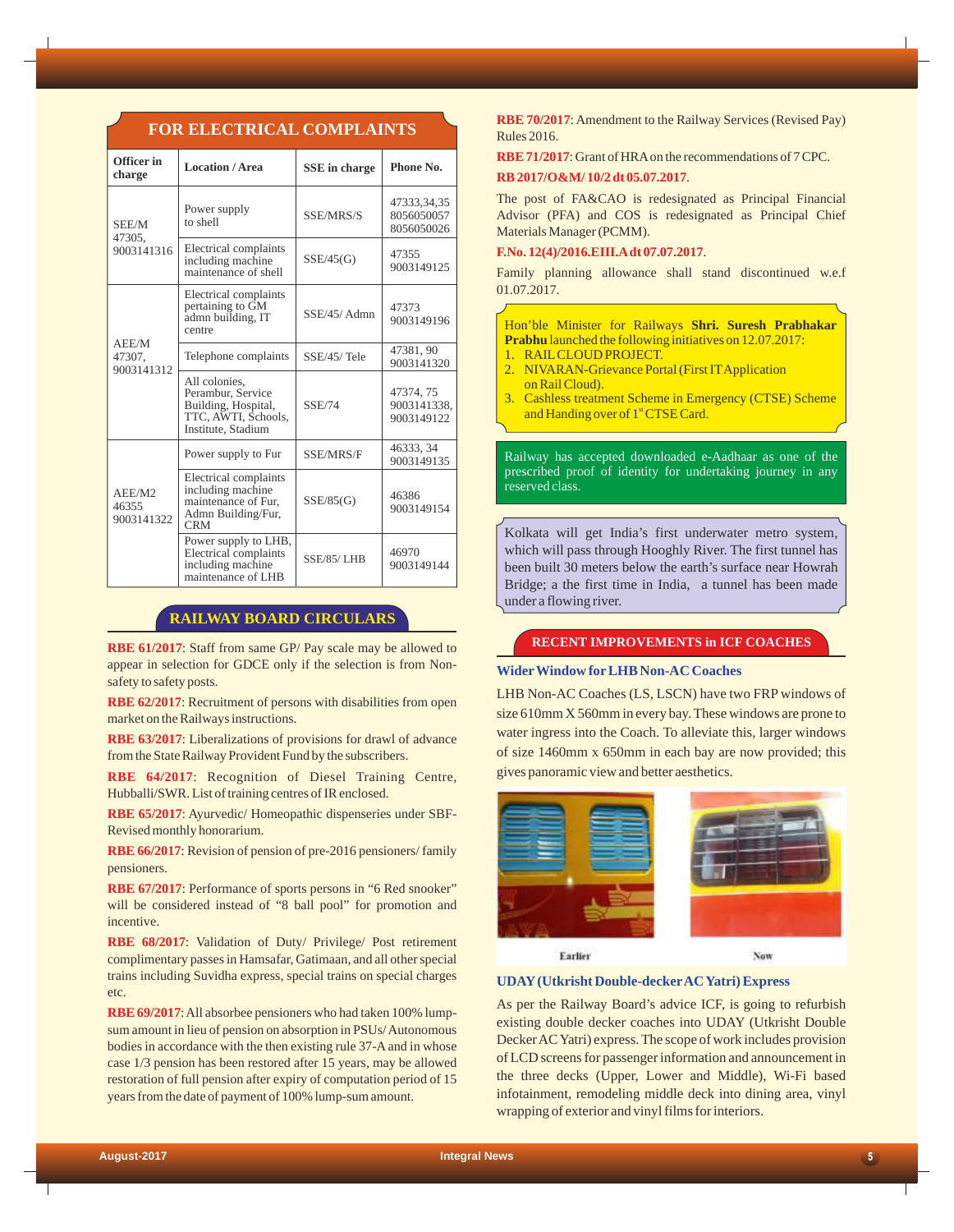## FOR ELECTRICAL COMPLAINTS

| Officer in charge | Location / Area | SSE in charge | Phone No. |
|---|---|---|---|
| SEE/M 47305, 9003141316 | Power supply to shell | SSE/MRS/S | 47333,34,35 8056050057 8056050026 |
| | Electrical complaints including machine maintenance of shell | SSE/45(G) | 47355 9003149125 |
| AEE/M 47307, 9003141312 | Electrical complaints pertaining to GM admn building, IT centre | SSE/45/ Admn | 47373 9003149196 |
| | Telephone complaints | SSE/45/ Tele | 47381, 90 9003141320 |
| | All colonies, Perambur, Service Building, Hospital, TTC, AWTI, Schools, Institute, Stadium | SSE/74 | 47374, 75 9003141338, 9003149122 |
| AEE/M2 46355 9003141322 | Power supply to Fur | SSE/MRS/F | 46333, 34 9003149135 |
| | Electrical complaints including machine maintenance of Fur, Admn Building/Fur, CRM | SSE/85(G) | 46386 9003149154 |
| | Power supply to LHB, Electrical complaints including machine maintenance of LHB | SSE/85/ LHB | 46970 9003149144 |

## RAILWAY BOARD CIRCULARS

**RBE 61/2017**: Staff from same GP/ Pay scale may be allowed to appear in selection for GDCE only if the selection is from Non-safety to safety posts.

**RBE 62/2017**: Recruitment of persons with disabilities from open market on the Railways instructions.

**RBE 63/2017**: Liberalizations of provisions for drawl of advance from the State Railway Provident Fund by the subscribers.

**RBE 64/2017**: Recognition of Diesel Training Centre, Hubballi/SWR. List of training centres of IR enclosed.

**RBE 65/2017**: Ayurvedic/ Homeopathic dispenseries under SBF- Revised monthly honorarium.

**RBE 66/2017**: Revision of pension of pre-2016 pensioners/ family pensioners.

**RBE 67/2017**: Performance of sports persons in "6 Red snooker" will be considered instead of "8 ball pool" for promotion and incentive.

**RBE 68/2017**: Validation of Duty/ Privilege/ Post retirement complimentary passes in Hamsafar, Gatimaan, and all other special trains including Suvidha express, special trains on special charges etc.

**RBE 69/2017**: All absorbee pensioners who had taken 100% lump-sum amount in lieu of pension on absorption in PSUs/ Autonomous bodies in accordance with the then existing rule 37-A and in whose case 1/3 pension has been restored after 15 years, may be allowed restoration of full pension after expiry of computation period of 15 years from the date of payment of 100% lump-sum amount.

**RBE 70/2017**: Amendment to the Railway Services (Revised Pay) Rules 2016.

**RBE 71/2017**: Grant of HRA on the recommendations of 7 CPC.

**RB 2017/O&M/ 10/2 dt 05.07.2017**.

The post of FA&CAO is redesignated as Principal Financial Advisor (PFA) and COS is redesignated as Principal Chief Materials Manager (PCMM).

**F.No. 12(4)/2016.EIII.A dt 07.07.2017**.

Family planning allowance shall stand discontinued w.e.f 01.07.2017.

Hon'ble Minister for Railways **Shri. Suresh Prabhakar Prabhu** launched the following initiatives on 12.07.2017:

1. RAIL CLOUD PROJECT.
2. NIVARAN-Grievance Portal (First IT Application on Rail Cloud).
3. Cashless treatment Scheme in Emergency (CTSE) Scheme and Handing over of 1st CTSE Card.

Railway has accepted downloaded e-Aadhaar as one of the prescribed proof of identity for undertaking journey in any reserved class.

Kolkata will get India's first underwater metro system, which will pass through Hooghly River. The first tunnel has been built 30 meters below the earth's surface near Howrah Bridge; a the first time in India, a tunnel has been made under a flowing river.

## RECENT IMPROVEMENTS in ICF COACHES

### Wider Window for LHB Non-AC Coaches

LHB Non-AC Coaches (LS, LSCN) have two FRP windows of size 610mm X 560mm in every bay. These windows are prone to water ingress into the Coach. To alleviate this, larger windows of size 1460mm x 650mm in each bay are now provided; this gives panoramic view and better aesthetics.

Earlier    Now

### UDAY (Utkrisht Double-decker AC Yatri) Express

As per the Railway Board's advice ICF, is going to refurbish existing double decker coaches into UDAY (Utkrisht Double Decker AC Yatri) express. The scope of work includes provision of LCD screens for passenger information and announcement in the three decks (Upper, Lower and Middle), Wi-Fi based infotainment, remodeling middle deck into dining area, vinyl wrapping of exterior and vinyl films for interiors.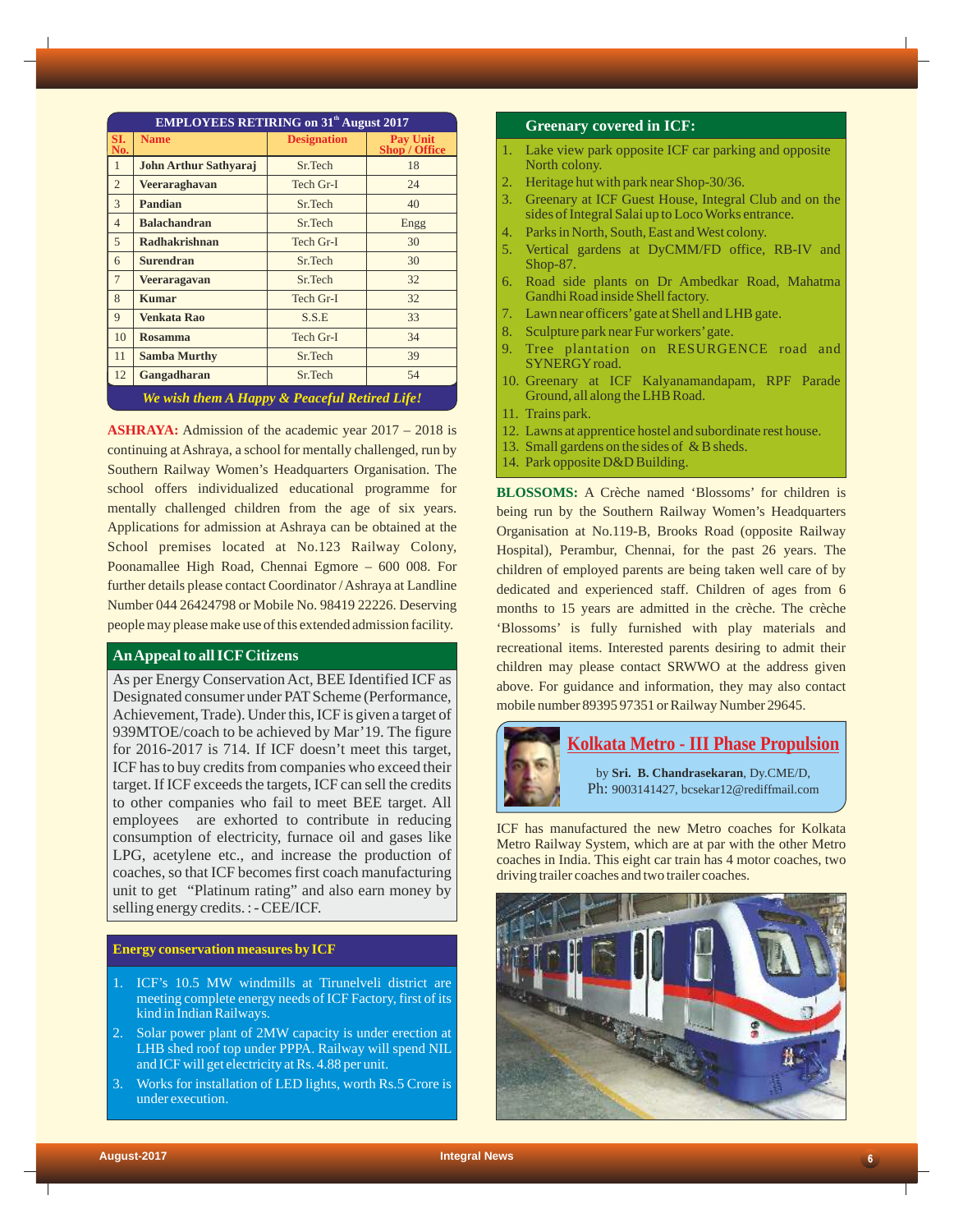## EMPLOYEES RETIRING on 31st August 2017

| Sl. No. | Name | Designation | Pay Unit Shop / Office |
|---|---|---|---|
| 1 | **John Arthur Sathyaraj** | Sr.Tech | 18 |
| 2 | **Veeraraghavan** | Tech Gr-I | 24 |
| 3 | **Pandian** | Sr.Tech | 40 |
| 4 | **Balachandran** | Sr.Tech | Engg |
| 5 | **Radhakrishnan** | Tech Gr-I | 30 |
| 6 | **Surendran** | Sr.Tech | 30 |
| 7 | **Veeragavan** | Sr.Tech | 32 |
| 8 | **Kumar** | Tech Gr-I | 32 |
| 9 | **Venkata Rao** | S.S.E | 33 |
| 10 | **Rosamma** | Tech Gr-I | 34 |
| 11 | **Samba Murthy** | Sr.Tech | 39 |
| 12 | **Gangadharan** | Sr.Tech | 54 |

*We wish them A Happy & Peaceful Retired Life!*

**ASHRAYA:** Admission of the academic year 2017 – 2018 is continuing at Ashraya, a school for mentally challenged, run by Southern Railway Women's Headquarters Organisation. The school offers individualized educational programme for mentally challenged children from the age of six years. Applications for admission at Ashraya can be obtained at the School premises located at No.123 Railway Colony, Poonamallee High Road, Chennai Egmore – 600 008. For further details please contact Coordinator / Ashraya at Landline Number 044 26424798 or Mobile No. 98419 22226. Deserving people may please make use of this extended admission facility.

## An Appeal to all ICF Citizens

As per Energy Conservation Act, BEE Identified ICF as Designated consumer under PAT Scheme (Performance, Achievement, Trade). Under this, ICF is given a target of 939MTOE/coach to be achieved by Mar'19. The figure for 2016-2017 is 714. If ICF doesn't meet this target, ICF has to buy credits from companies who exceed their target. If ICF exceeds the targets, ICF can sell the credits to other companies who fail to meet BEE target. All employees are exhorted to contribute in reducing consumption of electricity, furnace oil and gases like LPG, acetylene etc., and increase the production of coaches, so that ICF becomes first coach manufacturing unit to get "Platinum rating" and also earn money by selling energy credits. : - CEE/ICF.

## Energy conservation measures by ICF

1. ICF's 10.5 MW windmills at Tirunelveli district are meeting complete energy needs of ICF Factory, first of its kind in Indian Railways.
2. Solar power plant of 2MW capacity is under erection at LHB shed roof top under PPPA. Railway will spend NIL and ICF will get electricity at Rs. 4.88 per unit.
3. Works for installation of LED lights, worth Rs.5 Crore is under execution.

## Greenary covered in ICF:

1. Lake view park opposite ICF car parking and opposite North colony.
2. Heritage hut with park near Shop-30/36.
3. Greenary at ICF Guest House, Integral Club and on the sides of Integral Salai up to Loco Works entrance.
4. Parks in North, South, East and West colony.
5. Vertical gardens at DyCMM/FD office, RB-IV and Shop-87.
6. Road side plants on Dr Ambedkar Road, Mahatma Gandhi Road inside Shell factory.
7. Lawn near officers' gate at Shell and LHB gate.
8. Sculpture park near Fur workers' gate.
9. Tree plantation on RESURGENCE road and SYNERGY road.
10. Greenary at ICF Kalyanamandapam, RPF Parade Ground, all along the LHB Road.
11. Trains park.
12. Lawns at apprentice hostel and subordinate rest house.
13. Small gardens on the sides of & B sheds.
14. Park opposite D&D Building.

**BLOSSOMS:** A Crèche named 'Blossoms' for children is being run by the Southern Railway Women's Headquarters Organisation at No.119-B, Brooks Road (opposite Railway Hospital), Perambur, Chennai, for the past 26 years. The children of employed parents are being taken well care of by dedicated and experienced staff. Children of ages from 6 months to 15 years are admitted in the crèche. The crèche 'Blossoms' is fully furnished with play materials and recreational items. Interested parents desiring to admit their children may please contact SRWWO at the address given above. For guidance and information, they may also contact mobile number 89395 97351 or Railway Number 29645.

## Kolkata Metro - III Phase Propulsion

by **Sri. B. Chandrasekaran**, Dy.CME/D,
Ph: 9003141427, bcsekar12@rediffmail.com

ICF has manufactured the new Metro coaches for Kolkata Metro Railway System, which are at par with the other Metro coaches in India. This eight car train has 4 motor coaches, two driving trailer coaches and two trailer coaches.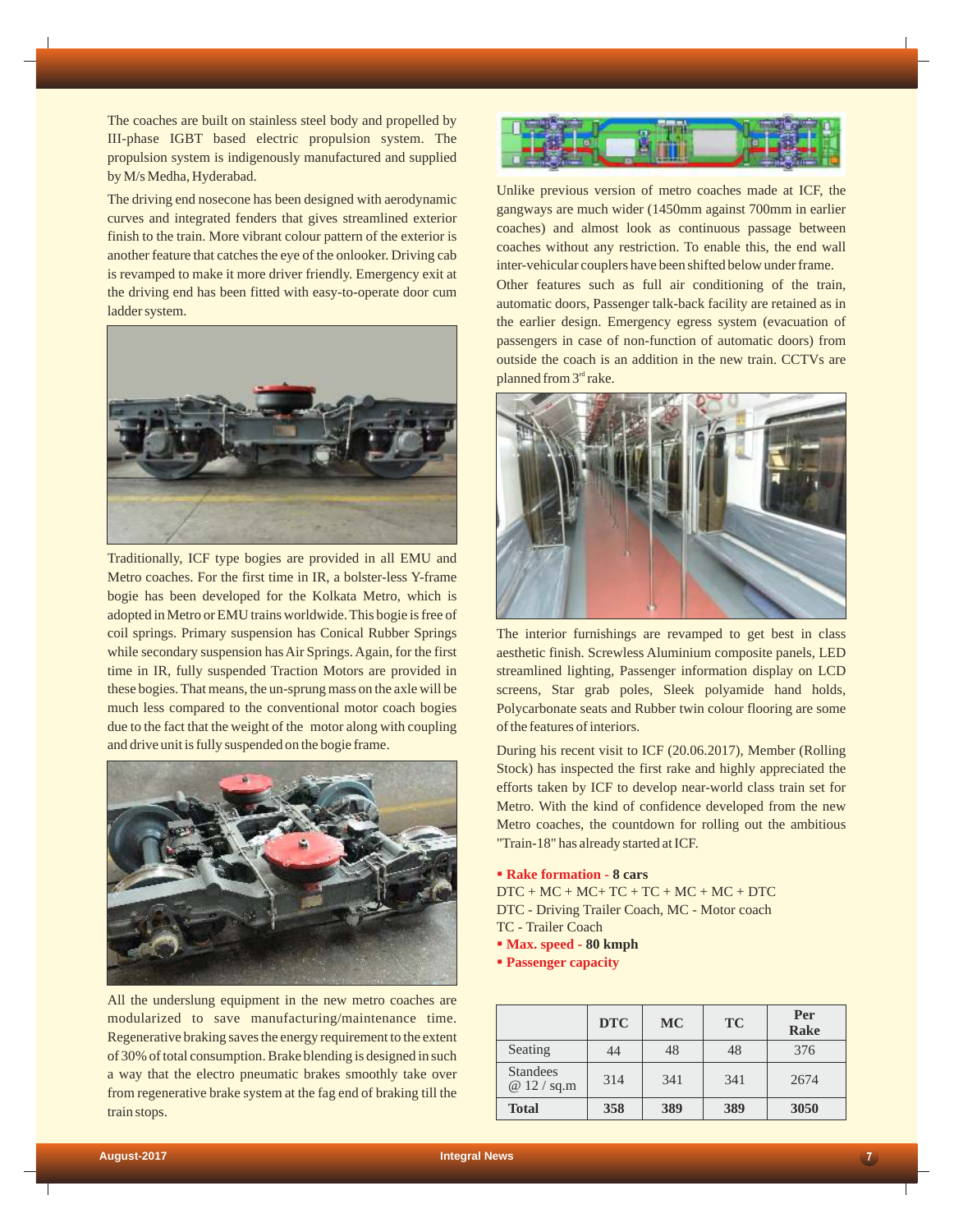The coaches are built on stainless steel body and propelled by III-phase IGBT based electric propulsion system. The propulsion system is indigenously manufactured and supplied by M/s Medha, Hyderabad.

The driving end nosecone has been designed with aerodynamic curves and integrated fenders that gives streamlined exterior finish to the train. More vibrant colour pattern of the exterior is another feature that catches the eye of the onlooker. Driving cab is revamped to make it more driver friendly. Emergency exit at the driving end has been fitted with easy-to-operate door cum ladder system.

Traditionally, ICF type bogies are provided in all EMU and Metro coaches. For the first time in IR, a bolster-less Y-frame bogie has been developed for the Kolkata Metro, which is adopted in Metro or EMU trains worldwide. This bogie is free of coil springs. Primary suspension has Conical Rubber Springs while secondary suspension has Air Springs. Again, for the first time in IR, fully suspended Traction Motors are provided in these bogies. That means, the un-sprung mass on the axle will be much less compared to the conventional motor coach bogies due to the fact that the weight of the motor along with coupling and drive unit is fully suspended on the bogie frame.

All the underslung equipment in the new metro coaches are modularized to save manufacturing/maintenance time. Regenerative braking saves the energy requirement to the extent of 30% of total consumption. Brake blending is designed in such a way that the electro pneumatic brakes smoothly take over from regenerative brake system at the fag end of braking till the train stops.

Unlike previous version of metro coaches made at ICF, the gangways are much wider (1450mm against 700mm in earlier coaches) and almost look as continuous passage between coaches without any restriction. To enable this, the end wall inter-vehicular couplers have been shifted below under frame.

Other features such as full air conditioning of the train, automatic doors, Passenger talk-back facility are retained as in the earlier design. Emergency egress system (evacuation of passengers in case of non-function of automatic doors) from outside the coach is an addition in the new train. CCTVs are planned from 3rd rake.

The interior furnishings are revamped to get best in class aesthetic finish. Screwless Aluminium composite panels, LED streamlined lighting, Passenger information display on LCD screens, Star grab poles, Sleek polyamide hand holds, Polycarbonate seats and Rubber twin colour flooring are some of the features of interiors.

During his recent visit to ICF (20.06.2017), Member (Rolling Stock) has inspected the first rake and highly appreciated the efforts taken by ICF to develop near-world class train set for Metro. With the kind of confidence developed from the new Metro coaches, the countdown for rolling out the ambitious "Train-18" has already started at ICF.

- **Rake formation - 8 cars**

DTC + MC + MC+ TC + TC + MC + MC + DTC
DTC - Driving Trailer Coach, MC - Motor coach
TC - Trailer Coach

- **Max. speed - 80 kmph**
- **Passenger capacity**

| | DTC | MC | TC | Per Rake |
|---|---|---|---|---|
| Seating | 44 | 48 | 48 | 376 |
| Standees @ 12 / sq.m | 314 | 341 | 341 | 2674 |
| **Total** | **358** | **389** | **389** | **3050** |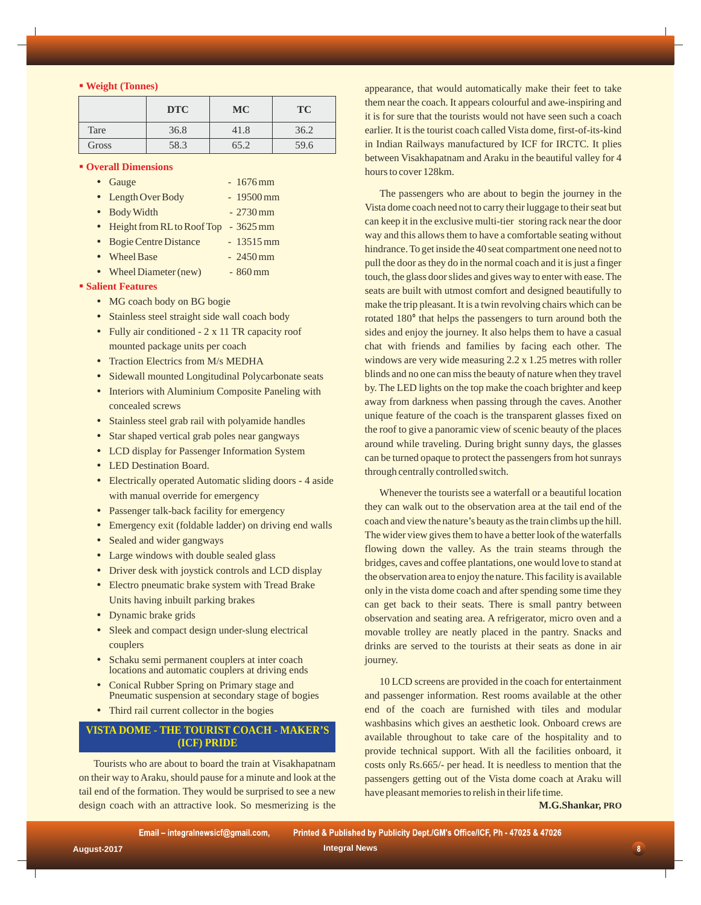▪ **Weight (Tonnes)**

| | DTC | MC | TC |
|---|---|---|---|
| Tare | 36.8 | 41.8 | 36.2 |
| Gross | 58.3 | 65.2 | 59.6 |

▪ **Overall Dimensions**

- Gauge - 1676 mm
- Length Over Body - 19500 mm
- Body Width - 2730 mm
- Height from RL to Roof Top - 3625 mm
- Bogie Centre Distance - 13515 mm
- Wheel Base - 2450 mm
- Wheel Diameter (new) - 860 mm

▪ **Salient Features**

- MG coach body on BG bogie
- Stainless steel straight side wall coach body
- Fully air conditioned - 2 x 11 TR capacity roof mounted package units per coach
- Traction Electrics from M/s MEDHA
- Sidewall mounted Longitudinal Polycarbonate seats
- Interiors with Aluminium Composite Paneling with concealed screws
- Stainless steel grab rail with polyamide handles
- Star shaped vertical grab poles near gangways
- LCD display for Passenger Information System
- LED Destination Board.
- Electrically operated Automatic sliding doors - 4 aside with manual override for emergency
- Passenger talk-back facility for emergency
- Emergency exit (foldable ladder) on driving end walls
- Sealed and wider gangways
- Large windows with double sealed glass
- Driver desk with joystick controls and LCD display
- Electro pneumatic brake system with Tread Brake Units having inbuilt parking brakes
- Dynamic brake grids
- Sleek and compact design under-slung electrical couplers
- Schaku semi permanent couplers at inter coach locations and automatic couplers at driving ends
- Conical Rubber Spring on Primary stage and Pneumatic suspension at secondary stage of bogies
- Third rail current collector in the bogies

## VISTA DOME - THE TOURIST COACH - MAKER'S (ICF) PRIDE

Tourists who are about to board the train at Visakhapatnam on their way to Araku, should pause for a minute and look at the tail end of the formation. They would be surprised to see a new design coach with an attractive look. So mesmerizing is the appearance, that would automatically make their feet to take them near the coach. It appears colourful and awe-inspiring and it is for sure that the tourists would not have seen such a coach earlier. It is the tourist coach called Vista dome, first-of-its-kind in Indian Railways manufactured by ICF for IRCTC. It plies between Visakhapatnam and Araku in the beautiful valley for 4 hours to cover 128km.

The passengers who are about to begin the journey in the Vista dome coach need not to carry their luggage to their seat but can keep it in the exclusive multi-tier storing rack near the door way and this allows them to have a comfortable seating without hindrance. To get inside the 40 seat compartment one need not to pull the door as they do in the normal coach and it is just a finger touch, the glass door slides and gives way to enter with ease. The seats are built with utmost comfort and designed beautifully to make the trip pleasant. It is a twin revolving chairs which can be rotated 180° that helps the passengers to turn around both the sides and enjoy the journey. It also helps them to have a casual chat with friends and families by facing each other. The windows are very wide measuring 2.2 x 1.25 metres with roller blinds and no one can miss the beauty of nature when they travel by. The LED lights on the top make the coach brighter and keep away from darkness when passing through the caves. Another unique feature of the coach is the transparent glasses fixed on the roof to give a panoramic view of scenic beauty of the places around while traveling. During bright sunny days, the glasses can be turned opaque to protect the passengers from hot sunrays through centrally controlled switch.

Whenever the tourists see a waterfall or a beautiful location they can walk out to the observation area at the tail end of the coach and view the nature's beauty as the train climbs up the hill. The wider view gives them to have a better look of the waterfalls flowing down the valley. As the train steams through the bridges, caves and coffee plantations, one would love to stand at the observation area to enjoy the nature. This facility is available only in the vista dome coach and after spending some time they can get back to their seats. There is small pantry between observation and seating area. A refrigerator, micro oven and a movable trolley are neatly placed in the pantry. Snacks and drinks are served to the tourists at their seats as done in air journey.

10 LCD screens are provided in the coach for entertainment and passenger information. Rest rooms available at the other end of the coach are furnished with tiles and modular washbasins which gives an aesthetic look. Onboard crews are available throughout to take care of the hospitality and to provide technical support. With all the facilities onboard, it costs only Rs.665/- per head. It is needless to mention that the passengers getting out of the Vista dome coach at Araku will have pleasant memories to relish in their life time.

**M.G.Shankar, PRO**

Email – integralnewsicf@gmail.com, Printed & Published by Publicity Dept./GM's Office/ICF, Ph - 47025 & 47026